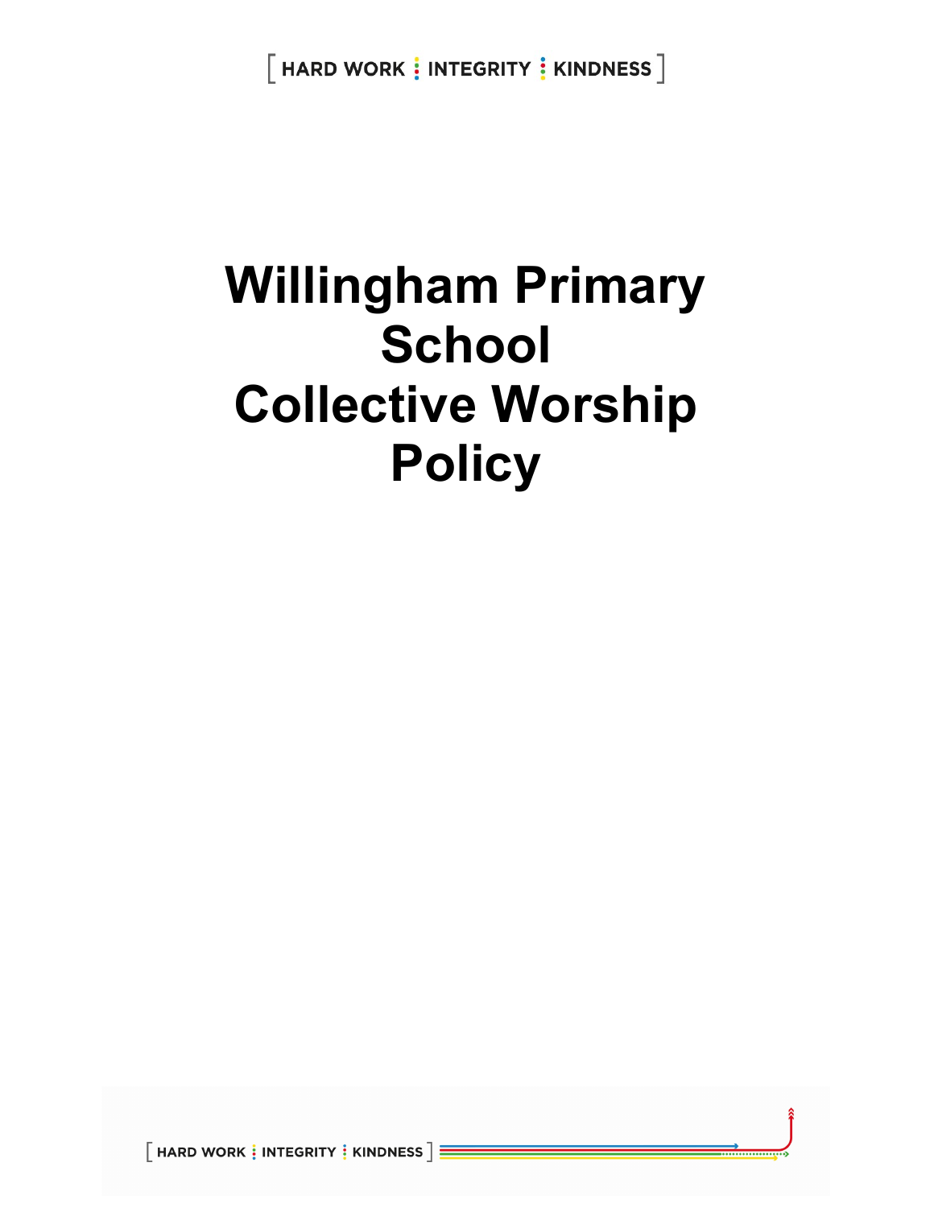# Willingham Primary School Collective Worship Policy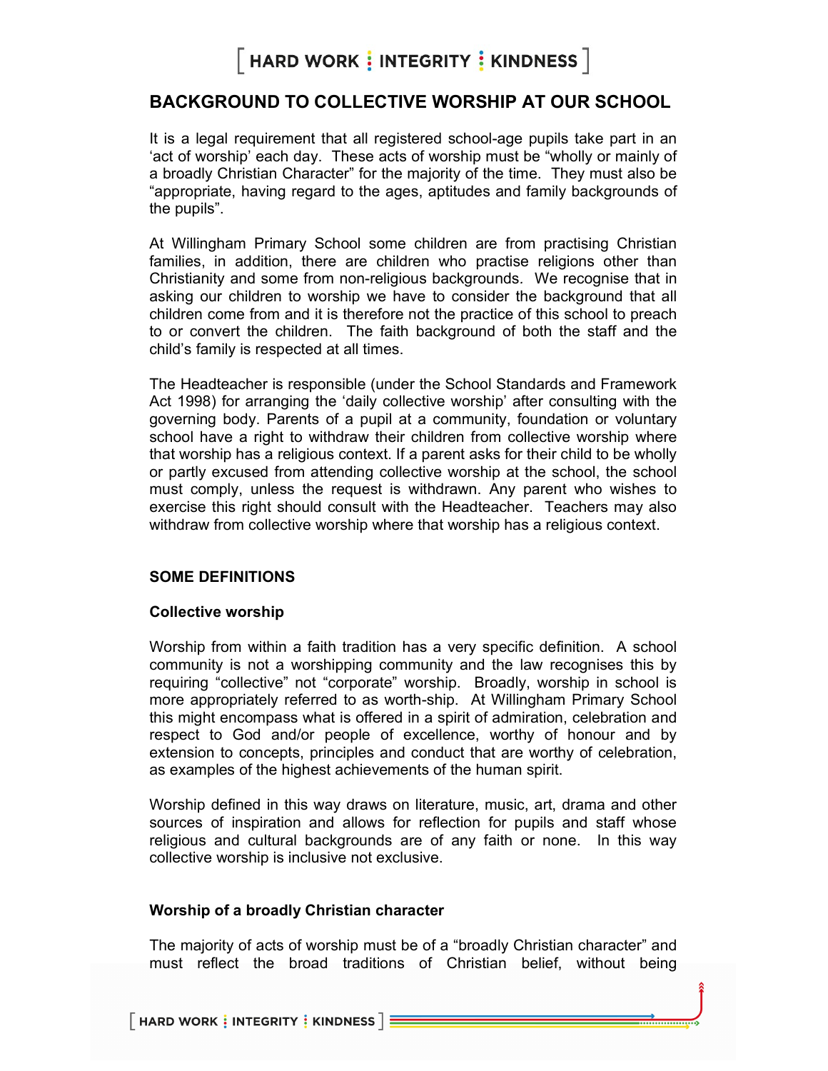## BACKGROUND TO COLLECTIVE WORSHIP AT OUR SCHOOL

It is a legal requirement that all registered school-age pupils take part in an 'act of worship' each day. These acts of worship must be "wholly or mainly of a broadly Christian Character" for the majority of the time. They must also be "appropriate, having regard to the ages, aptitudes and family backgrounds of the pupils".

At Willingham Primary School some children are from practising Christian families, in addition, there are children who practise religions other than Christianity and some from non-religious backgrounds. We recognise that in asking our children to worship we have to consider the background that all children come from and it is therefore not the practice of this school to preach to or convert the children. The faith background of both the staff and the child's family is respected at all times.

The Headteacher is responsible (under the School Standards and Framework Act 1998) for arranging the 'daily collective worship' after consulting with the governing body. Parents of a pupil at a community, foundation or voluntary school have a right to withdraw their children from collective worship where that worship has a religious context. If a parent asks for their child to be wholly or partly excused from attending collective worship at the school, the school must comply, unless the request is withdrawn. Any parent who wishes to exercise this right should consult with the Headteacher. Teachers may also withdraw from collective worship where that worship has a religious context.

### SOME DEFINITIONS

#### Collective worship

Worship from within a faith tradition has a very specific definition. A school community is not a worshipping community and the law recognises this by requiring "collective" not "corporate" worship. Broadly, worship in school is more appropriately referred to as worth-ship. At Willingham Primary School this might encompass what is offered in a spirit of admiration, celebration and respect to God and/or people of excellence, worthy of honour and by extension to concepts, principles and conduct that are worthy of celebration, as examples of the highest achievements of the human spirit.

Worship defined in this way draws on literature, music, art, drama and other sources of inspiration and allows for reflection for pupils and staff whose religious and cultural backgrounds are of any faith or none. In this way collective worship is inclusive not exclusive.

#### Worship of a broadly Christian character

The majority of acts of worship must be of a "broadly Christian character" and must reflect the broad traditions of Christian belief, without being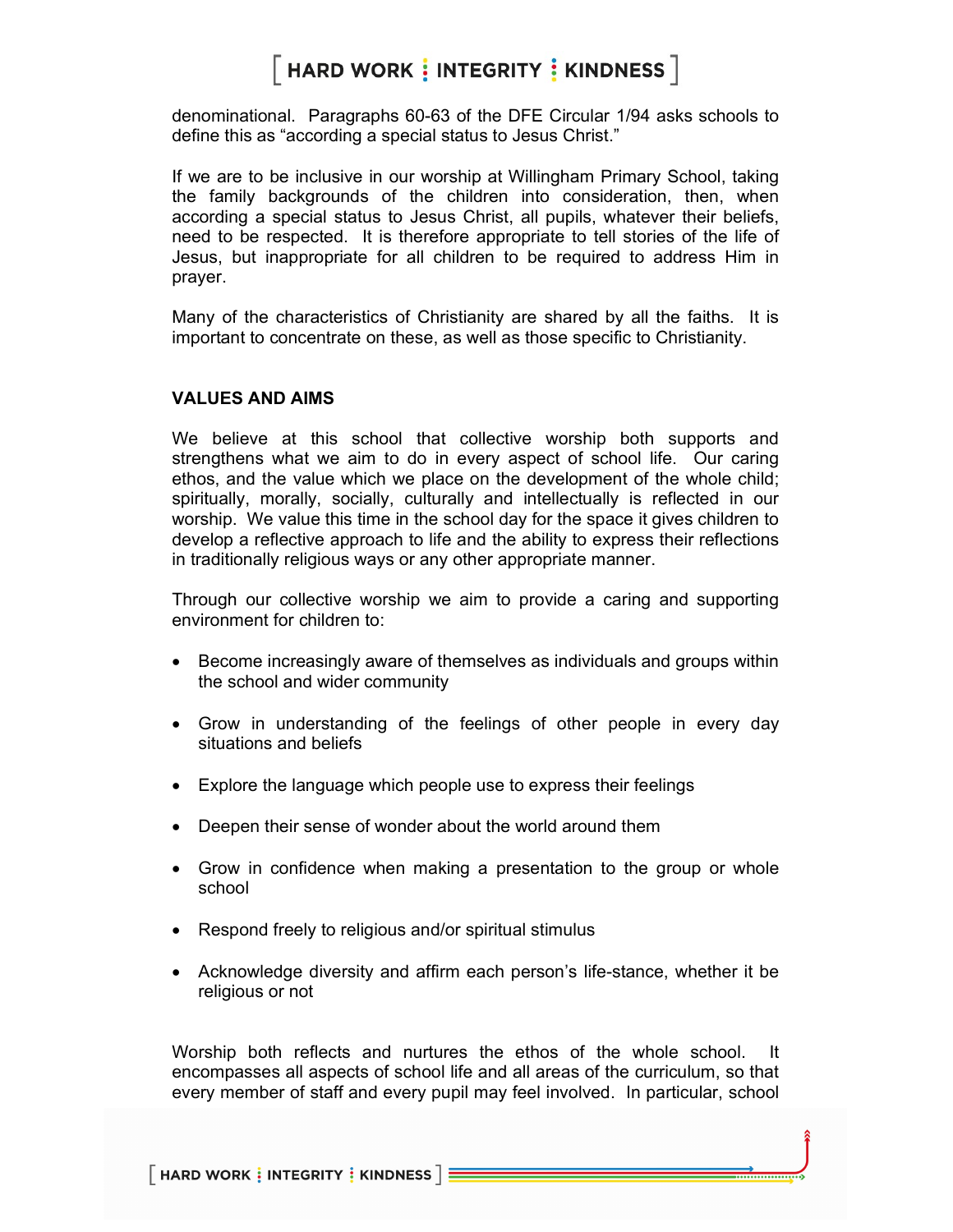denominational. Paragraphs 60-63 of the DFE Circular 1/94 asks schools to define this as "according a special status to Jesus Christ."

If we are to be inclusive in our worship at Willingham Primary School, taking the family backgrounds of the children into consideration, then, when according a special status to Jesus Christ, all pupils, whatever their beliefs, need to be respected. It is therefore appropriate to tell stories of the life of Jesus, but inappropriate for all children to be required to address Him in prayer.

Many of the characteristics of Christianity are shared by all the faiths. It is important to concentrate on these, as well as those specific to Christianity.

**VALUES AND AIMS**

We believe at this school that collective worship both supports and strengthens what we aim to do in every aspect of school life. Our caring ethos, and the value which we place on the development of the whole child; spiritually, morally, socially, culturally and intellectually is reflected in our worship. We value this time in the school day for the space it gives children to develop a reflective approach to life and the ability to express their reflections in traditionally religious ways or any other appropriate manner.

Through our collective worship we aim to provide a caring and supporting environment for children to:

- Become increasingly aware of themselves as individuals and groups within the school and wider community
- Grow in understanding of the feelings of other people in every day situations and beliefs
- Explore the language which people use to express their feelings
- Deepen their sense of wonder about the world around them
- Grow in confidence when making a presentation to the group or whole school
- Respond freely to religious and/or spiritual stimulus
- Acknowledge diversity and affirm each person's life-stance, whether it be religious or not

Worship both reflects and nurtures the ethos of the whole school. It encompasses all aspects of school life and all areas of the curriculum, so that every member of staff and every pupil may feel involved. In particular, school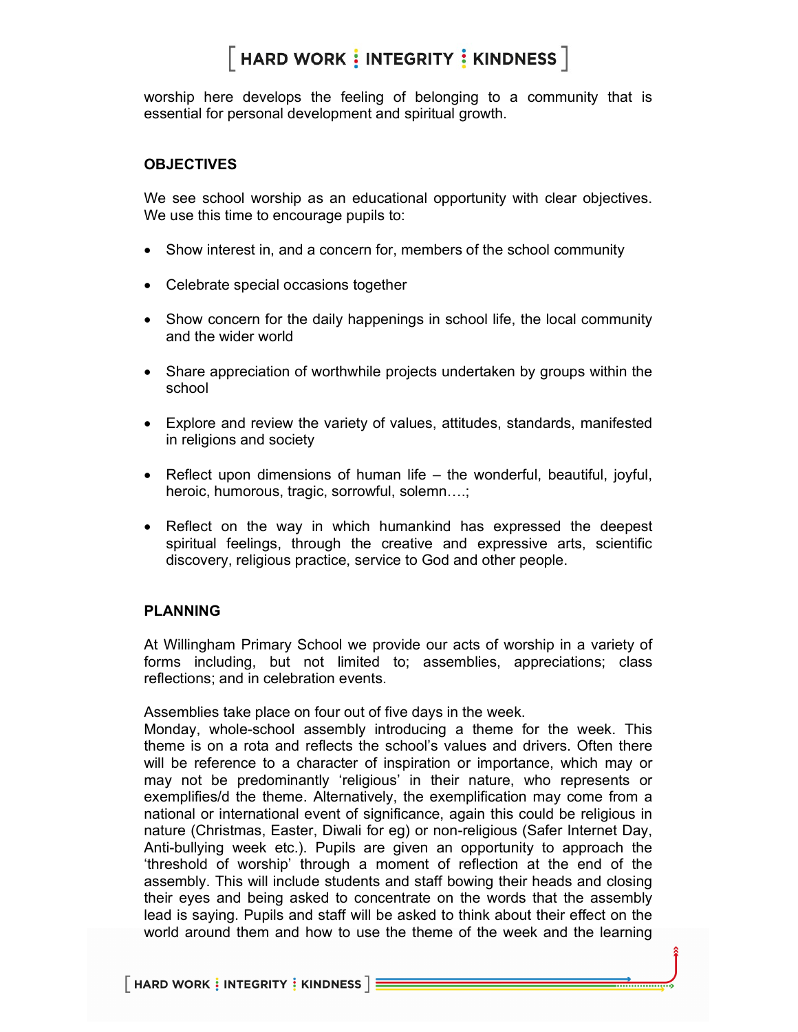worship here develops the feeling of belonging to a community that is essential for personal development and spiritual growth.

## OBJECTIVES

We see school worship as an educational opportunity with clear objectives. We use this time to encourage pupils to:

- Show interest in, and a concern for, members of the school community
- Celebrate special occasions together
- Show concern for the daily happenings in school life, the local community and the wider world
- Share appreciation of worthwhile projects undertaken by groups within the school
- Explore and review the variety of values, attitudes, standards, manifested in religions and society
- Reflect upon dimensions of human life – the wonderful, beautiful, joyful, heroic, humorous, tragic, sorrowful, solemn….;
- Reflect on the way in which humankind has expressed the deepest spiritual feelings, through the creative and expressive arts, scientific discovery, religious practice, service to God and other people.

## PLANNING

At Willingham Primary School we provide our acts of worship in a variety of forms including, but not limited to; assemblies, appreciations; class reflections; and in celebration events.

Assemblies take place on four out of five days in the week.
Monday, whole-school assembly introducing a theme for the week. This theme is on a rota and reflects the school's values and drivers. Often there will be reference to a character of inspiration or importance, which may or may not be predominantly 'religious' in their nature, who represents or exemplifies/d the theme. Alternatively, the exemplification may come from a national or international event of significance, again this could be religious in nature (Christmas, Easter, Diwali for eg) or non-religious (Safer Internet Day, Anti-bullying week etc.). Pupils are given an opportunity to approach the 'threshold of worship' through a moment of reflection at the end of the assembly. This will include students and staff bowing their heads and closing their eyes and being asked to concentrate on the words that the assembly lead is saying. Pupils and staff will be asked to think about their effect on the world around them and how to use the theme of the week and the learning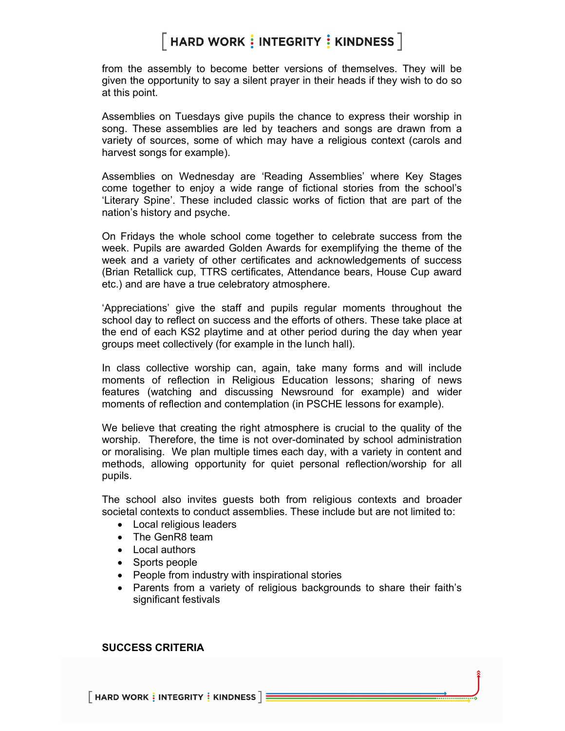from the assembly to become better versions of themselves. They will be given the opportunity to say a silent prayer in their heads if they wish to do so at this point.

Assemblies on Tuesdays give pupils the chance to express their worship in song. These assemblies are led by teachers and songs are drawn from a variety of sources, some of which may have a religious context (carols and harvest songs for example).

Assemblies on Wednesday are 'Reading Assemblies' where Key Stages come together to enjoy a wide range of fictional stories from the school's 'Literary Spine'. These included classic works of fiction that are part of the nation's history and psyche.

On Fridays the whole school come together to celebrate success from the week. Pupils are awarded Golden Awards for exemplifying the theme of the week and a variety of other certificates and acknowledgements of success (Brian Retallick cup, TTRS certificates, Attendance bears, House Cup award etc.) and are have a true celebratory atmosphere.

'Appreciations' give the staff and pupils regular moments throughout the school day to reflect on success and the efforts of others. These take place at the end of each KS2 playtime and at other period during the day when year groups meet collectively (for example in the lunch hall).

In class collective worship can, again, take many forms and will include moments of reflection in Religious Education lessons; sharing of news features (watching and discussing Newsround for example) and wider moments of reflection and contemplation (in PSCHE lessons for example).

We believe that creating the right atmosphere is crucial to the quality of the worship. Therefore, the time is not over-dominated by school administration or moralising. We plan multiple times each day, with a variety in content and methods, allowing opportunity for quiet personal reflection/worship for all pupils.

The school also invites guests both from religious contexts and broader societal contexts to conduct assemblies. These include but are not limited to:

- Local religious leaders
- The GenR8 team
- Local authors
- Sports people
- People from industry with inspirational stories
- Parents from a variety of religious backgrounds to share their faith's significant festivals

**SUCCESS CRITERIA**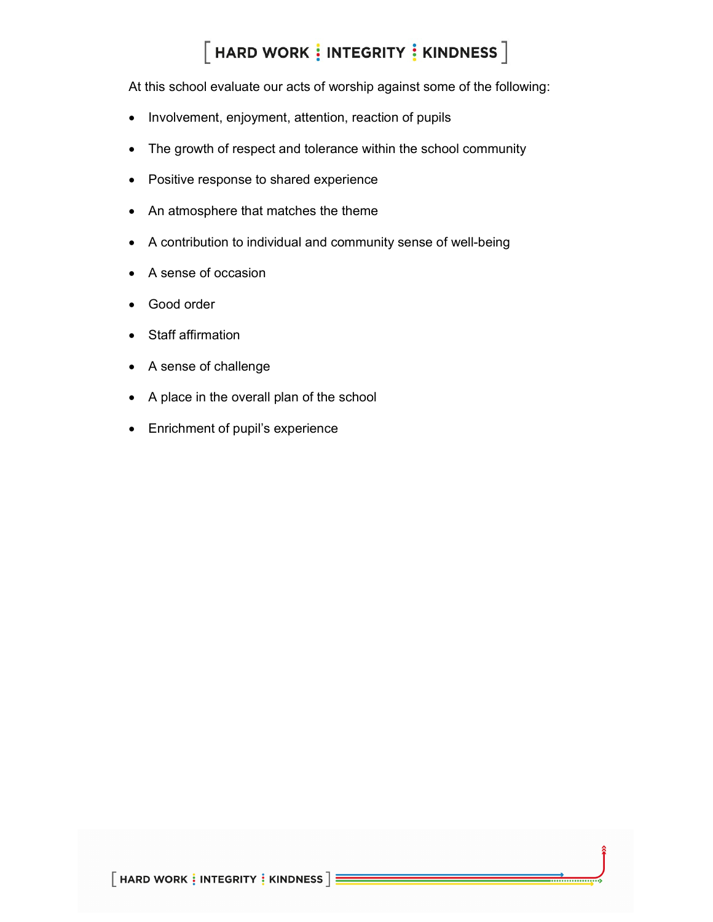At this school evaluate our acts of worship against some of the following:

- Involvement, enjoyment, attention, reaction of pupils
- The growth of respect and tolerance within the school community
- Positive response to shared experience
- An atmosphere that matches the theme
- A contribution to individual and community sense of well-being
- A sense of occasion
- Good order
- Staff affirmation
- A sense of challenge
- A place in the overall plan of the school
- Enrichment of pupil's experience